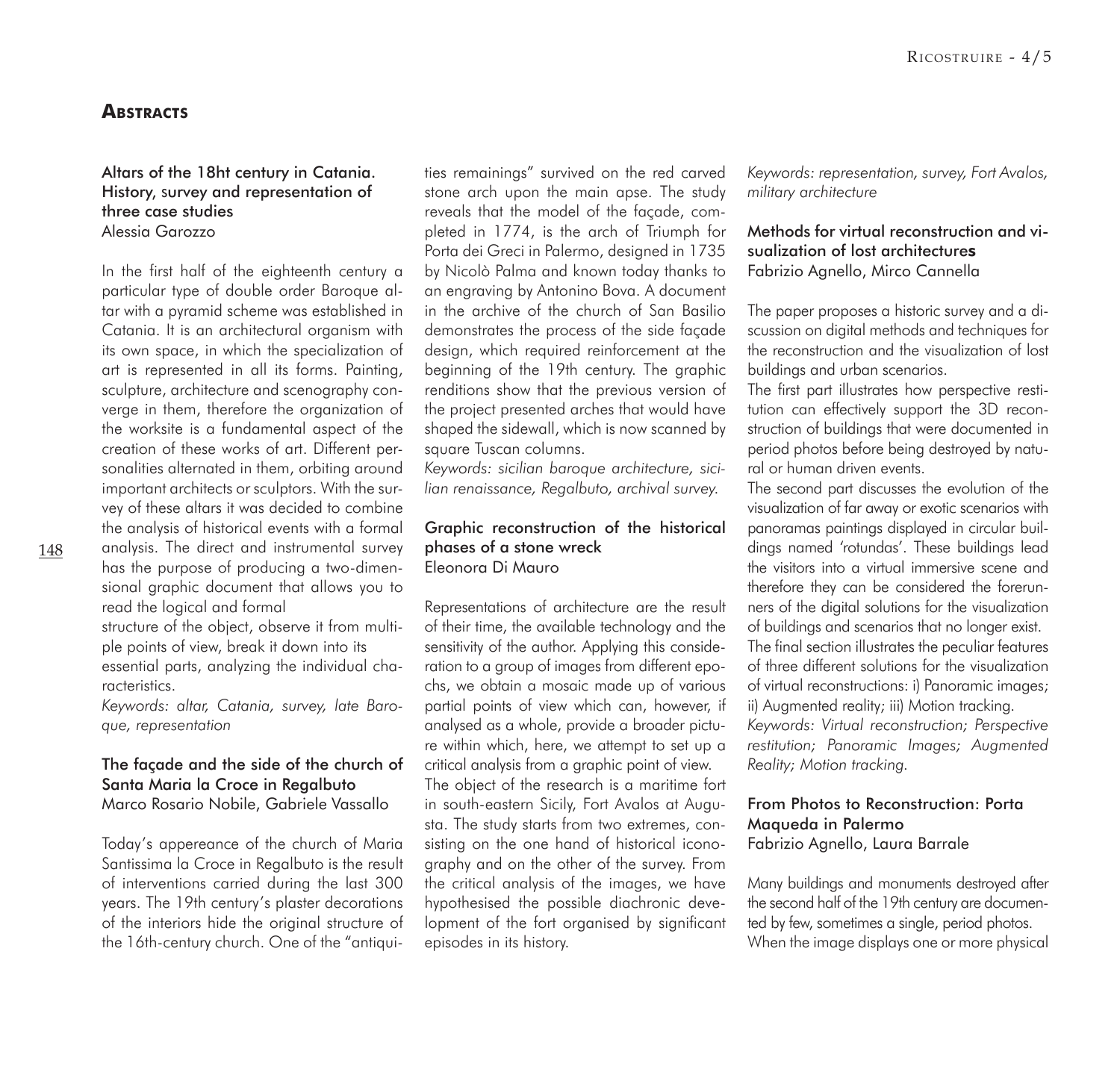# Abstracts

### Altars of the 18ht century in Catania. History, survey and representation of three case studies
Alessia Garozzo

In the first half of the eighteenth century a particular type of double order Baroque altar with a pyramid scheme was established in Catania. It is an architectural organism with its own space, in which the specialization of art is represented in all its forms. Painting, sculpture, architecture and scenography converge in them, therefore the organization of the worksite is a fundamental aspect of the creation of these works of art. Different personalities alternated in them, orbiting around important architects or sculptors. With the survey of these altars it was decided to combine the analysis of historical events with a formal analysis. The direct and instrumental survey has the purpose of producing a two-dimensional graphic document that allows you to read the logical and formal
structure of the object, observe it from multiple points of view, break it down into its
essential parts, analyzing the individual characteristics.

*Keywords: altar, Catania, survey, late Baroque, representation*

### The façade and the side of the church of Santa Maria la Croce in Regalbuto
Marco Rosario Nobile, Gabriele Vassallo

Today's appereance of the church of Maria Santissima la Croce in Regalbuto is the result of interventions carried during the last 300 years. The 19th century's plaster decorations of the interiors hide the original structure of the 16th-century church. One of the "antiquities remainings" survived on the red carved stone arch upon the main apse. The study reveals that the model of the façade, completed in 1774, is the arch of Triumph for Porta dei Greci in Palermo, designed in 1735 by Nicolò Palma and known today thanks to an engraving by Antonino Bova. A document in the archive of the church of San Basilio demonstrates the process of the side façade design, which required reinforcement at the beginning of the 19th century. The graphic renditions show that the previous version of the project presented arches that would have shaped the sidewall, which is now scanned by square Tuscan columns.

*Keywords: sicilian baroque architecture, sicilian renaissance, Regalbuto, archival survey.*

### Graphic reconstruction of the historical phases of a stone wreck
Eleonora Di Mauro

Representations of architecture are the result of their time, the available technology and the sensitivity of the author. Applying this consideration to a group of images from different epochs, we obtain a mosaic made up of various partial points of view which can, however, if analysed as a whole, provide a broader picture within which, here, we attempt to set up a critical analysis from a graphic point of view.
The object of the research is a maritime fort in south-eastern Sicily, Fort Avalos at Augusta. The study starts from two extremes, consisting on the one hand of historical iconography and on the other of the survey. From the critical analysis of the images, we have hypothesised the possible diachronic development of the fort organised by significant episodes in its history.

*Keywords: representation, survey, Fort Avalos, military architecture*

### Methods for virtual reconstruction and visualization of lost architectures
Fabrizio Agnello, Mirco Cannella

The paper proposes a historic survey and a discussion on digital methods and techniques for the reconstruction and the visualization of lost buildings and urban scenarios.
The first part illustrates how perspective restitution can effectively support the 3D reconstruction of buildings that were documented in period photos before being destroyed by natural or human driven events.
The second part discusses the evolution of the visualization of far away or exotic scenarios with panoramas paintings displayed in circular buildings named 'rotundas'. These buildings lead the visitors into a virtual immersive scene and therefore they can be considered the forerunners of the digital solutions for the visualization of buildings and scenarios that no longer exist.
The final section illustrates the peculiar features of three different solutions for the visualization of virtual reconstructions: i) Panoramic images; ii) Augmented reality; iii) Motion tracking.

*Keywords: Virtual reconstruction; Perspective restitution; Panoramic Images; Augmented Reality; Motion tracking.*

### From Photos to Reconstruction: Porta Maqueda in Palermo
Fabrizio Agnello, Laura Barrale

Many buildings and monuments destroyed after the second half of the 19th century are documented by few, sometimes a single, period photos. When the image displays one or more physical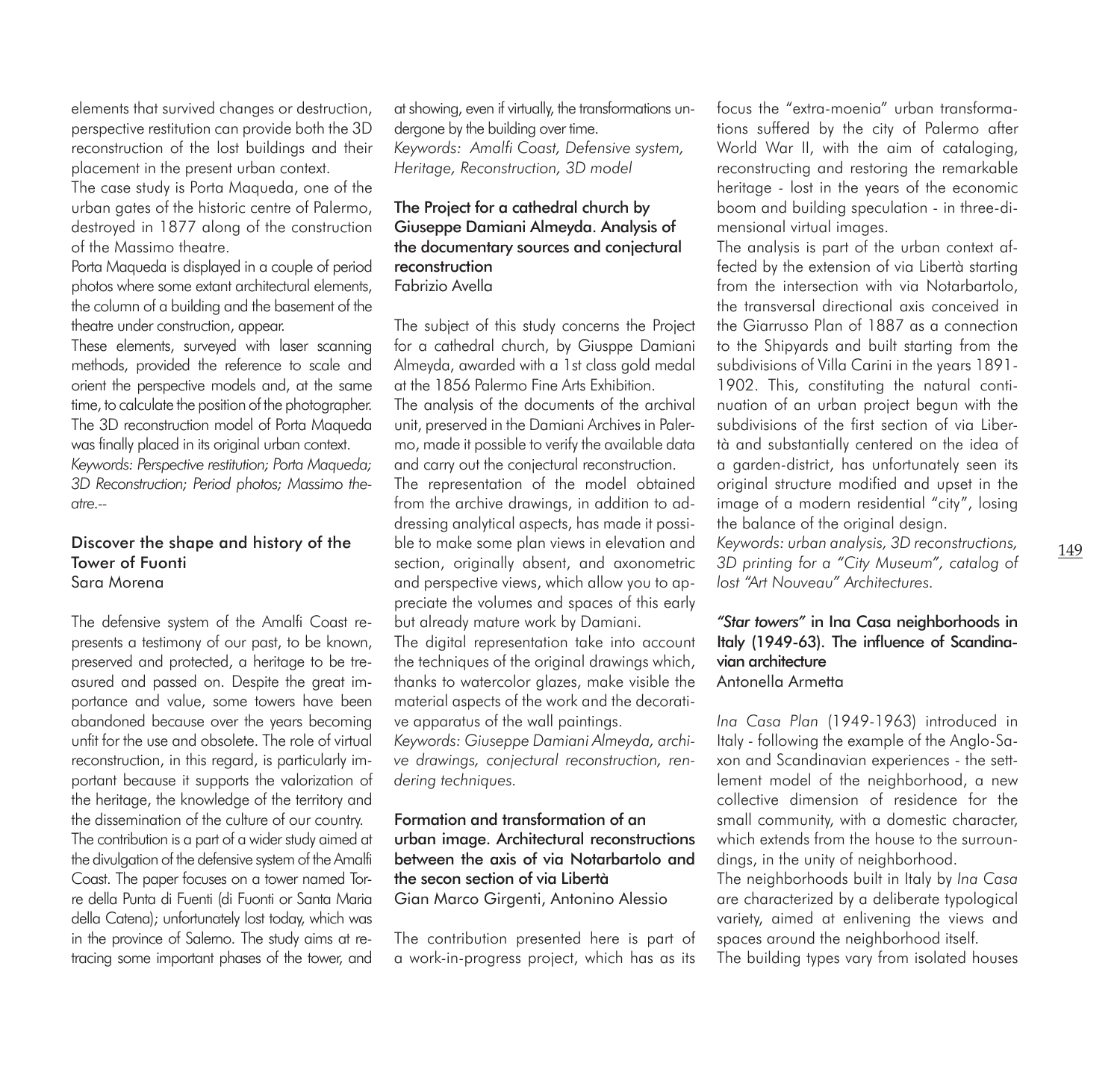elements that survived changes or destruction, perspective restitution can provide both the 3D reconstruction of the lost buildings and their placement in the present urban context.

The case study is Porta Maqueda, one of the urban gates of the historic centre of Palermo, destroyed in 1877 along of the construction of the Massimo theatre.

Porta Maqueda is displayed in a couple of period photos where some extant architectural elements, the column of a building and the basement of the theatre under construction, appear.

These elements, surveyed with laser scanning methods, provided the reference to scale and orient the perspective models and, at the same time, to calculate the position of the photographer. The 3D reconstruction model of Porta Maqueda was finally placed in its original urban context.

*Keywords: Perspective restitution; Porta Maqueda; 3D Reconstruction; Period photos; Massimo theatre.--*

### Discover the shape and history of the Tower of Fuonti
Sara Morena

The defensive system of the Amalfi Coast represents a testimony of our past, to be known, preserved and protected, a heritage to be treasured and passed on. Despite the great importance and value, some towers have been abandoned because over the years becoming unfit for the use and obsolete. The role of virtual reconstruction, in this regard, is particularly important because it supports the valorization of the heritage, the knowledge of the territory and the dissemination of the culture of our country.

The contribution is a part of a wider study aimed at the divulgation of the defensive system of the Amalfi Coast. The paper focuses on a tower named Torre della Punta di Fuenti (di Fuonti or Santa Maria della Catena); unfortunately lost today, which was in the province of Salerno. The study aims at retracing some important phases of the tower, and at showing, even if virtually, the transformations undergone by the building over time.

*Keywords: Amalfi Coast, Defensive system, Heritage, Reconstruction, 3D model*

### The Project for a cathedral church by Giuseppe Damiani Almeyda. Analysis of the documentary sources and conjectural reconstruction
Fabrizio Avella

The subject of this study concerns the Project for a cathedral church, by Giusppe Damiani Almeyda, awarded with a 1st class gold medal at the 1856 Palermo Fine Arts Exhibition.

The analysis of the documents of the archival unit, preserved in the Damiani Archives in Palermo, made it possible to verify the available data and carry out the conjectural reconstruction.

The representation of the model obtained from the archive drawings, in addition to addressing analytical aspects, has made it possible to make some plan views in elevation and section, originally absent, and axonometric and perspective views, which allow you to appreciate the volumes and spaces of this early but already mature work by Damiani.

The digital representation take into account the techniques of the original drawings which, thanks to watercolor glazes, make visible the material aspects of the work and the decorative apparatus of the wall paintings.

*Keywords: Giuseppe Damiani Almeyda, archive drawings, conjectural reconstruction, rendering techniques.*

### Formation and transformation of an urban image. Architectural reconstructions between the axis of via Notarbartolo and the secon section of via Libertà
Gian Marco Girgenti, Antonino Alessio

The contribution presented here is part of a work-in-progress project, which has as its focus the "extra-moenia" urban transformations suffered by the city of Palermo after World War II, with the aim of cataloging, reconstructing and restoring the remarkable heritage - lost in the years of the economic boom and building speculation - in three-dimensional virtual images.

The analysis is part of the urban context affected by the extension of via Libertà starting from the intersection with via Notarbartolo, the transversal directional axis conceived in the Giarrusso Plan of 1887 as a connection to the Shipyards and built starting from the subdivisions of Villa Carini in the years 1891-1902. This, constituting the natural continuation of an urban project begun with the subdivisions of the first section of via Libertà and substantially centered on the idea of a garden-district, has unfortunately seen its original structure modified and upset in the image of a modern residential "city", losing the balance of the original design.

*Keywords: urban analysis, 3D reconstructions, 3D printing for a "City Museum", catalog of lost "Art Nouveau" Architectures.*

### *"Star towers"* in Ina Casa neighborhoods in Italy (1949-63). The influence of Scandinavian architecture
Antonella Armetta

*Ina Casa Plan* (1949-1963) introduced in Italy - following the example of the Anglo-Saxon and Scandinavian experiences - the settlement model of the neighborhood, a new collective dimension of residence for the small community, with a domestic character, which extends from the house to the surroundings, in the unity of neighborhood.

The neighborhoods built in Italy by *Ina Casa* are characterized by a deliberate typological variety, aimed at enlivening the views and spaces around the neighborhood itself.

The building types vary from isolated houses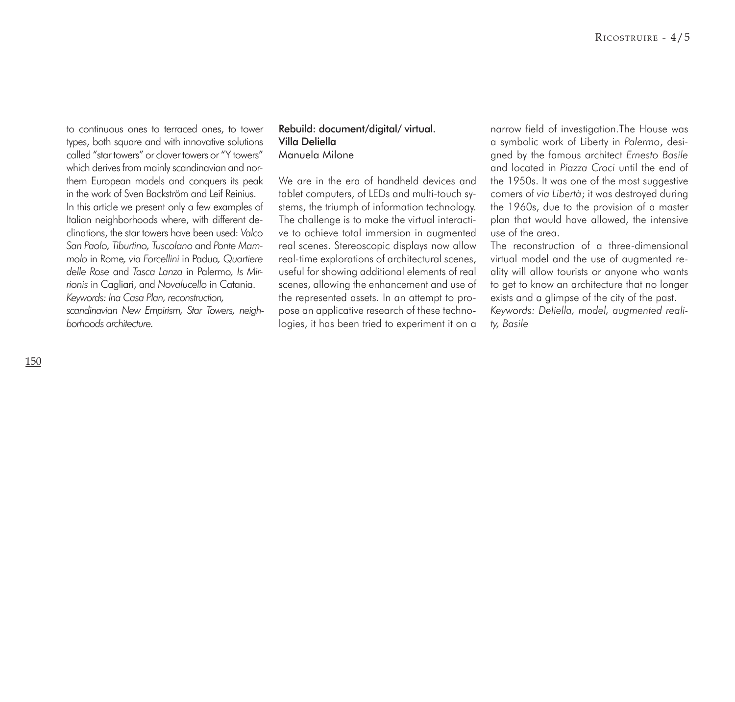to continuous ones to terraced ones, to tower types, both square and with innovative solutions called "star towers" or clover towers or "Y towers" which derives from mainly scandinavian and northern European models and conquers its peak in the work of Sven Backström and Leif Reinius.
In this article we present only a few examples of Italian neighborhoods where, with different declinations, the star towers have been used: *Valco San Paolo, Tiburtino, Tuscolano* and *Ponte Mammolo* in Rome, *via Forcellini* in Padua, *Quartiere delle Rose* and *Tasca Lanza* in Palermo, *Is Mirrionis* in Cagliari, and *Novalucello* in Catania.
*Keywords: Ina Casa Plan, reconstruction, scandinavian New Empirism, Star Towers, neighborhoods architecture.*

**Rebuild: document/digital/ virtual.**
**Villa Deliella**
Manuela Milone

We are in the era of handheld devices and tablet computers, of LEDs and multi-touch systems, the triumph of information technology. The challenge is to make the virtual interactive to achieve total immersion in augmented real scenes. Stereoscopic displays now allow real-time explorations of architectural scenes, useful for showing additional elements of real scenes, allowing the enhancement and use of the represented assets. In an attempt to propose an applicative research of these technologies, it has been tried to experiment it on a narrow field of investigation.The House was a symbolic work of Liberty in *Palermo*, designed by the famous architect *Ernesto Basile* and located in *Piazza Croci* until the end of the 1950s. It was one of the most suggestive corners of *via Libertà*; it was destroyed during the 1960s, due to the provision of a master plan that would have allowed, the intensive use of the area.
The reconstruction of a three-dimensional virtual model and the use of augmented reality will allow tourists or anyone who wants to get to know an architecture that no longer exists and a glimpse of the city of the past.
*Keywords: Deliella, model, augmented reality, Basile*